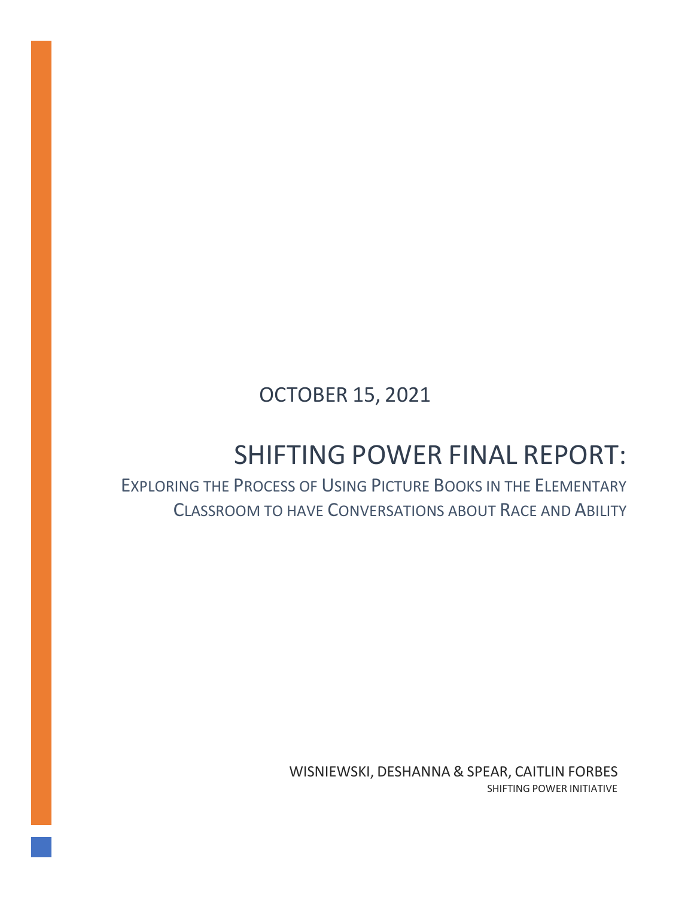OCTOBER 15, 2021

# SHIFTING POWER FINAL REPORT:

## EXPLORING THE PROCESS OF USING PICTURE BOOKS IN THE ELEMENTARY CLASSROOM TO HAVE CONVERSATIONS ABOUT RACE AND ABILITY

WISNIEWSKI, DESHANNA & SPEAR, CAITLIN FORBES

SHIFTING POWER INITIATIVE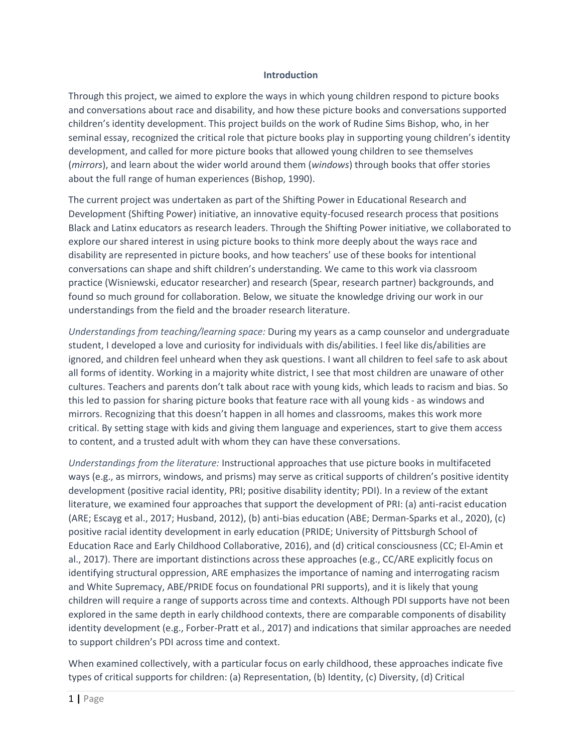## Introduction

Through this project, we aimed to explore the ways in which young children respond to picture books and conversations about race and disability, and how these picture books and conversations supported children's identity development. This project builds on the work of Rudine Sims Bishop, who, in her seminal essay, recognized the critical role that picture books play in supporting young children's identity development, and called for more picture books that allowed young children to see themselves (*mirrors*), and learn about the wider world around them (*windows*) through books that offer stories about the full range of human experiences (Bishop, 1990).

The current project was undertaken as part of the Shifting Power in Educational Research and Development (Shifting Power) initiative, an innovative equity-focused research process that positions Black and Latinx educators as research leaders. Through the Shifting Power initiative, we collaborated to explore our shared interest in using picture books to think more deeply about the ways race and disability are represented in picture books, and how teachers' use of these books for intentional conversations can shape and shift children's understanding. We came to this work via classroom practice (Wisniewski, educator researcher) and research (Spear, research partner) backgrounds, and found so much ground for collaboration. Below, we situate the knowledge driving our work in our understandings from the field and the broader research literature.

*Understandings from teaching/learning space:* During my years as a camp counselor and undergraduate student, I developed a love and curiosity for individuals with dis/abilities. I feel like dis/abilities are ignored, and children feel unheard when they ask questions. I want all children to feel safe to ask about all forms of identity. Working in a majority white district, I see that most children are unaware of other cultures. Teachers and parents don't talk about race with young kids, which leads to racism and bias. So this led to passion for sharing picture books that feature race with all young kids - as windows and mirrors. Recognizing that this doesn't happen in all homes and classrooms, makes this work more critical. By setting stage with kids and giving them language and experiences, start to give them access to content, and a trusted adult with whom they can have these conversations.

*Understandings from the literature:* Instructional approaches that use picture books in multifaceted ways (e.g., as mirrors, windows, and prisms) may serve as critical supports of children's positive identity development (positive racial identity, PRI; positive disability identity; PDI). In a review of the extant literature, we examined four approaches that support the development of PRI: (a) anti-racist education (ARE; Escayg et al., 2017; Husband, 2012), (b) anti-bias education (ABE; Derman-Sparks et al., 2020), (c) positive racial identity development in early education (PRIDE; University of Pittsburgh School of Education Race and Early Childhood Collaborative, 2016), and (d) critical consciousness (CC; El-Amin et al., 2017). There are important distinctions across these approaches (e.g., CC/ARE explicitly focus on identifying structural oppression, ARE emphasizes the importance of naming and interrogating racism and White Supremacy, ABE/PRIDE focus on foundational PRI supports), and it is likely that young children will require a range of supports across time and contexts. Although PDI supports have not been explored in the same depth in early childhood contexts, there are comparable components of disability identity development (e.g., Forber-Pratt et al., 2017) and indications that similar approaches are needed to support children's PDI across time and context.

When examined collectively, with a particular focus on early childhood, these approaches indicate five types of critical supports for children: (a) Representation, (b) Identity, (c) Diversity, (d) Critical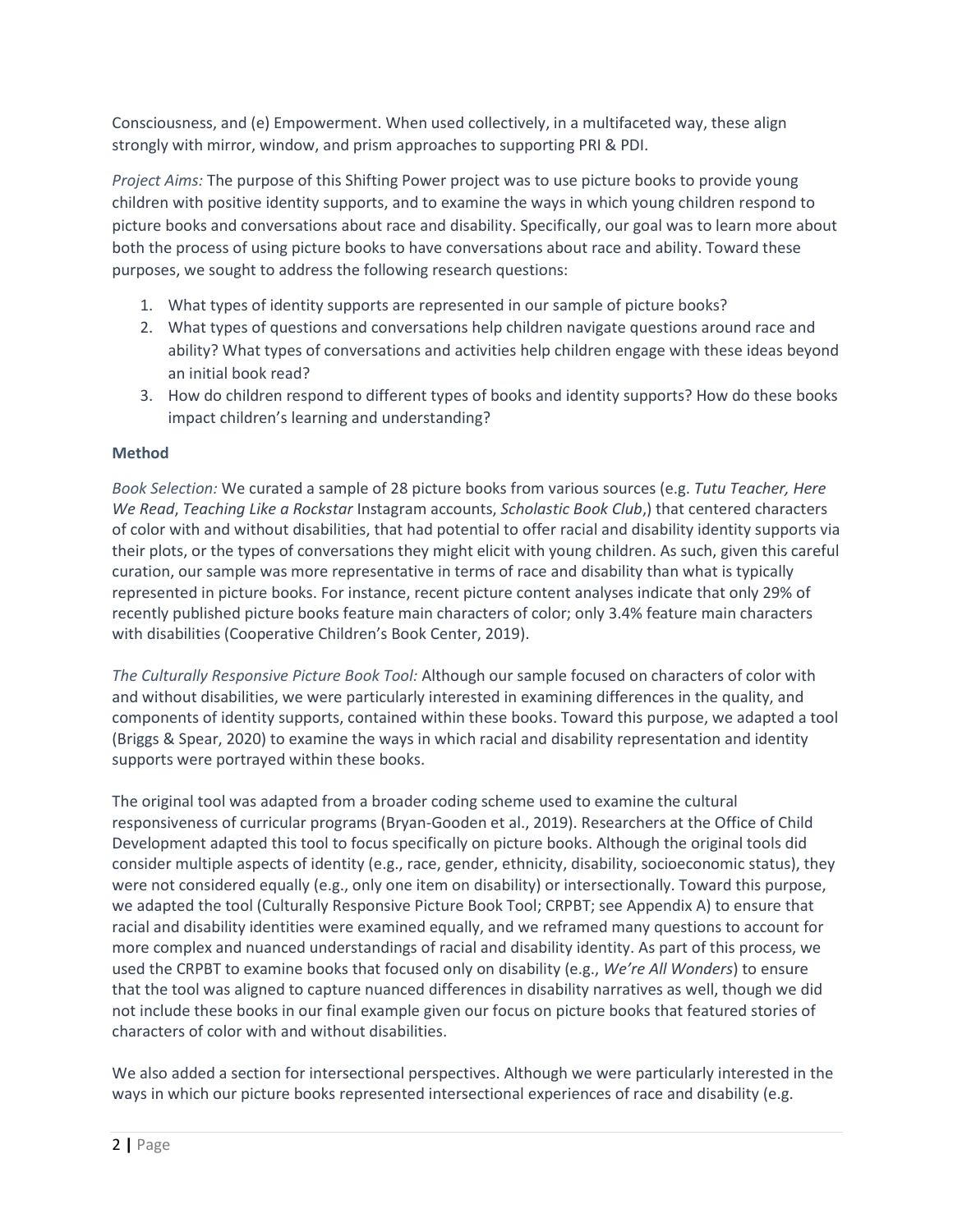Consciousness, and (e) Empowerment. When used collectively, in a multifaceted way, these align strongly with mirror, window, and prism approaches to supporting PRI & PDI.

*Project Aims:* The purpose of this Shifting Power project was to use picture books to provide young children with positive identity supports, and to examine the ways in which young children respond to picture books and conversations about race and disability. Specifically, our goal was to learn more about both the process of using picture books to have conversations about race and ability. Toward these purposes, we sought to address the following research questions:

1. What types of identity supports are represented in our sample of picture books?
2. What types of questions and conversations help children navigate questions around race and ability? What types of conversations and activities help children engage with these ideas beyond an initial book read?
3. How do children respond to different types of books and identity supports? How do these books impact children's learning and understanding?

**Method**

*Book Selection:* We curated a sample of 28 picture books from various sources (e.g. *Tutu Teacher, Here We Read*, *Teaching Like a Rockstar* Instagram accounts, *Scholastic Book Club*,) that centered characters of color with and without disabilities, that had potential to offer racial and disability identity supports via their plots, or the types of conversations they might elicit with young children. As such, given this careful curation, our sample was more representative in terms of race and disability than what is typically represented in picture books. For instance, recent picture content analyses indicate that only 29% of recently published picture books feature main characters of color; only 3.4% feature main characters with disabilities (Cooperative Children's Book Center, 2019).

*The Culturally Responsive Picture Book Tool:* Although our sample focused on characters of color with and without disabilities, we were particularly interested in examining differences in the quality, and components of identity supports, contained within these books. Toward this purpose, we adapted a tool (Briggs & Spear, 2020) to examine the ways in which racial and disability representation and identity supports were portrayed within these books.

The original tool was adapted from a broader coding scheme used to examine the cultural responsiveness of curricular programs (Bryan-Gooden et al., 2019). Researchers at the Office of Child Development adapted this tool to focus specifically on picture books. Although the original tools did consider multiple aspects of identity (e.g., race, gender, ethnicity, disability, socioeconomic status), they were not considered equally (e.g., only one item on disability) or intersectionally. Toward this purpose, we adapted the tool (Culturally Responsive Picture Book Tool; CRPBT; see Appendix A) to ensure that racial and disability identities were examined equally, and we reframed many questions to account for more complex and nuanced understandings of racial and disability identity. As part of this process, we used the CRPBT to examine books that focused only on disability (e.g., *We're All Wonders*) to ensure that the tool was aligned to capture nuanced differences in disability narratives as well, though we did not include these books in our final example given our focus on picture books that featured stories of characters of color with and without disabilities.

We also added a section for intersectional perspectives. Although we were particularly interested in the ways in which our picture books represented intersectional experiences of race and disability (e.g.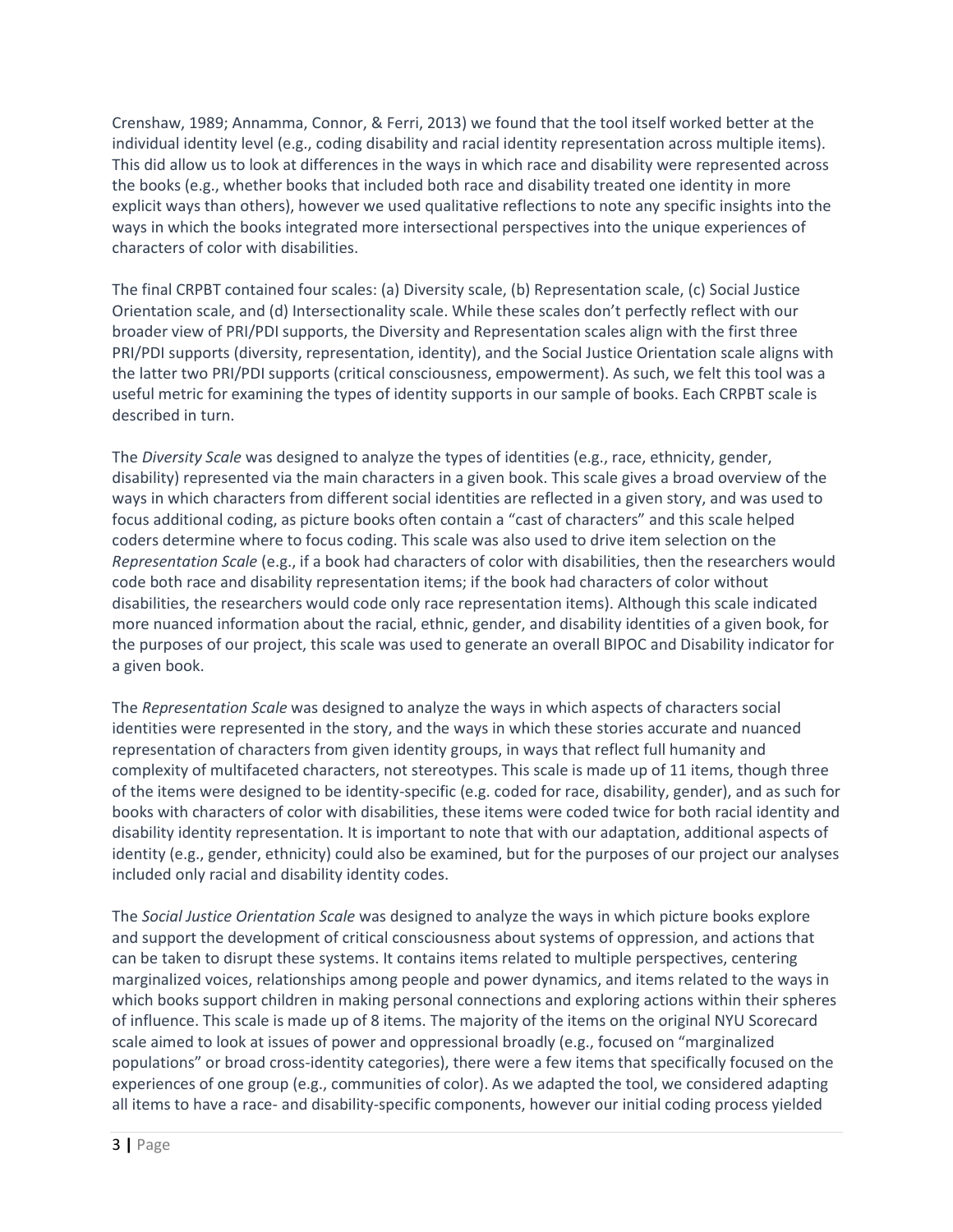Crenshaw, 1989; Annamma, Connor, & Ferri, 2013) we found that the tool itself worked better at the individual identity level (e.g., coding disability and racial identity representation across multiple items). This did allow us to look at differences in the ways in which race and disability were represented across the books (e.g., whether books that included both race and disability treated one identity in more explicit ways than others), however we used qualitative reflections to note any specific insights into the ways in which the books integrated more intersectional perspectives into the unique experiences of characters of color with disabilities.

The final CRPBT contained four scales: (a) Diversity scale, (b) Representation scale, (c) Social Justice Orientation scale, and (d) Intersectionality scale. While these scales don't perfectly reflect with our broader view of PRI/PDI supports, the Diversity and Representation scales align with the first three PRI/PDI supports (diversity, representation, identity), and the Social Justice Orientation scale aligns with the latter two PRI/PDI supports (critical consciousness, empowerment). As such, we felt this tool was a useful metric for examining the types of identity supports in our sample of books. Each CRPBT scale is described in turn.

The *Diversity Scale* was designed to analyze the types of identities (e.g., race, ethnicity, gender, disability) represented via the main characters in a given book. This scale gives a broad overview of the ways in which characters from different social identities are reflected in a given story, and was used to focus additional coding, as picture books often contain a "cast of characters" and this scale helped coders determine where to focus coding. This scale was also used to drive item selection on the *Representation Scale* (e.g., if a book had characters of color with disabilities, then the researchers would code both race and disability representation items; if the book had characters of color without disabilities, the researchers would code only race representation items). Although this scale indicated more nuanced information about the racial, ethnic, gender, and disability identities of a given book, for the purposes of our project, this scale was used to generate an overall BIPOC and Disability indicator for a given book.

The *Representation Scale* was designed to analyze the ways in which aspects of characters social identities were represented in the story, and the ways in which these stories accurate and nuanced representation of characters from given identity groups, in ways that reflect full humanity and complexity of multifaceted characters, not stereotypes. This scale is made up of 11 items, though three of the items were designed to be identity-specific (e.g. coded for race, disability, gender), and as such for books with characters of color with disabilities, these items were coded twice for both racial identity and disability identity representation. It is important to note that with our adaptation, additional aspects of identity (e.g., gender, ethnicity) could also be examined, but for the purposes of our project our analyses included only racial and disability identity codes.

The *Social Justice Orientation Scale* was designed to analyze the ways in which picture books explore and support the development of critical consciousness about systems of oppression, and actions that can be taken to disrupt these systems. It contains items related to multiple perspectives, centering marginalized voices, relationships among people and power dynamics, and items related to the ways in which books support children in making personal connections and exploring actions within their spheres of influence. This scale is made up of 8 items. The majority of the items on the original NYU Scorecard scale aimed to look at issues of power and oppressional broadly (e.g., focused on "marginalized populations" or broad cross-identity categories), there were a few items that specifically focused on the experiences of one group (e.g., communities of color). As we adapted the tool, we considered adapting all items to have a race- and disability-specific components, however our initial coding process yielded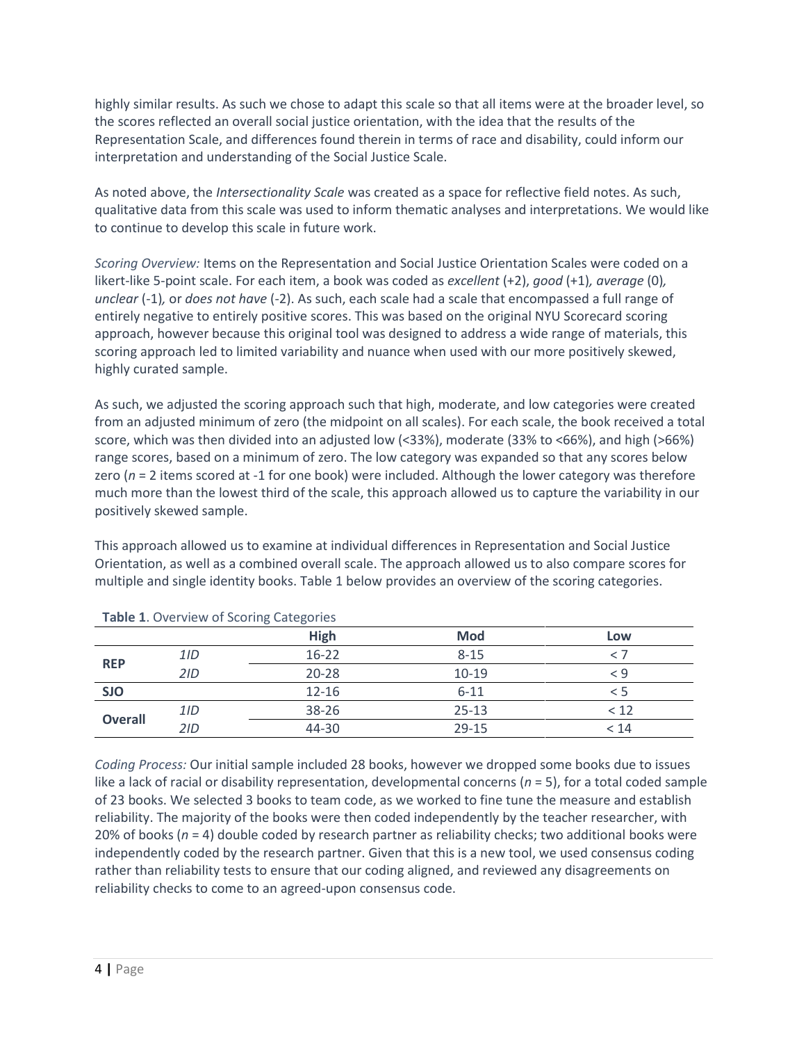highly similar results. As such we chose to adapt this scale so that all items were at the broader level, so the scores reflected an overall social justice orientation, with the idea that the results of the Representation Scale, and differences found therein in terms of race and disability, could inform our interpretation and understanding of the Social Justice Scale.

As noted above, the *Intersectionality Scale* was created as a space for reflective field notes. As such, qualitative data from this scale was used to inform thematic analyses and interpretations. We would like to continue to develop this scale in future work.

*Scoring Overview:* Items on the Representation and Social Justice Orientation Scales were coded on a likert-like 5-point scale. For each item, a book was coded as *excellent* (+2), *good* (+1)*, average* (0)*, unclear* (-1)*,* or *does not have* (-2). As such, each scale had a scale that encompassed a full range of entirely negative to entirely positive scores. This was based on the original NYU Scorecard scoring approach, however because this original tool was designed to address a wide range of materials, this scoring approach led to limited variability and nuance when used with our more positively skewed, highly curated sample.

As such, we adjusted the scoring approach such that high, moderate, and low categories were created from an adjusted minimum of zero (the midpoint on all scales). For each scale, the book received a total score, which was then divided into an adjusted low (<33%), moderate (33% to <66%), and high (>66%) range scores, based on a minimum of zero. The low category was expanded so that any scores below zero (*n* = 2 items scored at -1 for one book) were included. Although the lower category was therefore much more than the lowest third of the scale, this approach allowed us to capture the variability in our positively skewed sample.

This approach allowed us to examine at individual differences in Representation and Social Justice Orientation, as well as a combined overall scale. The approach allowed us to also compare scores for multiple and single identity books. Table 1 below provides an overview of the scoring categories.

**Table 1**. Overview of Scoring Categories

| | | High | Mod | Low |
|---|---|---|---|---|
| **REP** | *1ID* | 16-22 | 8-15 | < 7 |
| | *2ID* | 20-28 | 10-19 | < 9 |
| **SJO** | | 12-16 | 6-11 | < 5 |
| **Overall** | *1ID* | 38-26 | 25-13 | < 12 |
| | *2ID* | 44-30 | 29-15 | < 14 |

*Coding Process:* Our initial sample included 28 books, however we dropped some books due to issues like a lack of racial or disability representation, developmental concerns (*n* = 5), for a total coded sample of 23 books. We selected 3 books to team code, as we worked to fine tune the measure and establish reliability. The majority of the books were then coded independently by the teacher researcher, with 20% of books (*n* = 4) double coded by research partner as reliability checks; two additional books were independently coded by the research partner. Given that this is a new tool, we used consensus coding rather than reliability tests to ensure that our coding aligned, and reviewed any disagreements on reliability checks to come to an agreed-upon consensus code.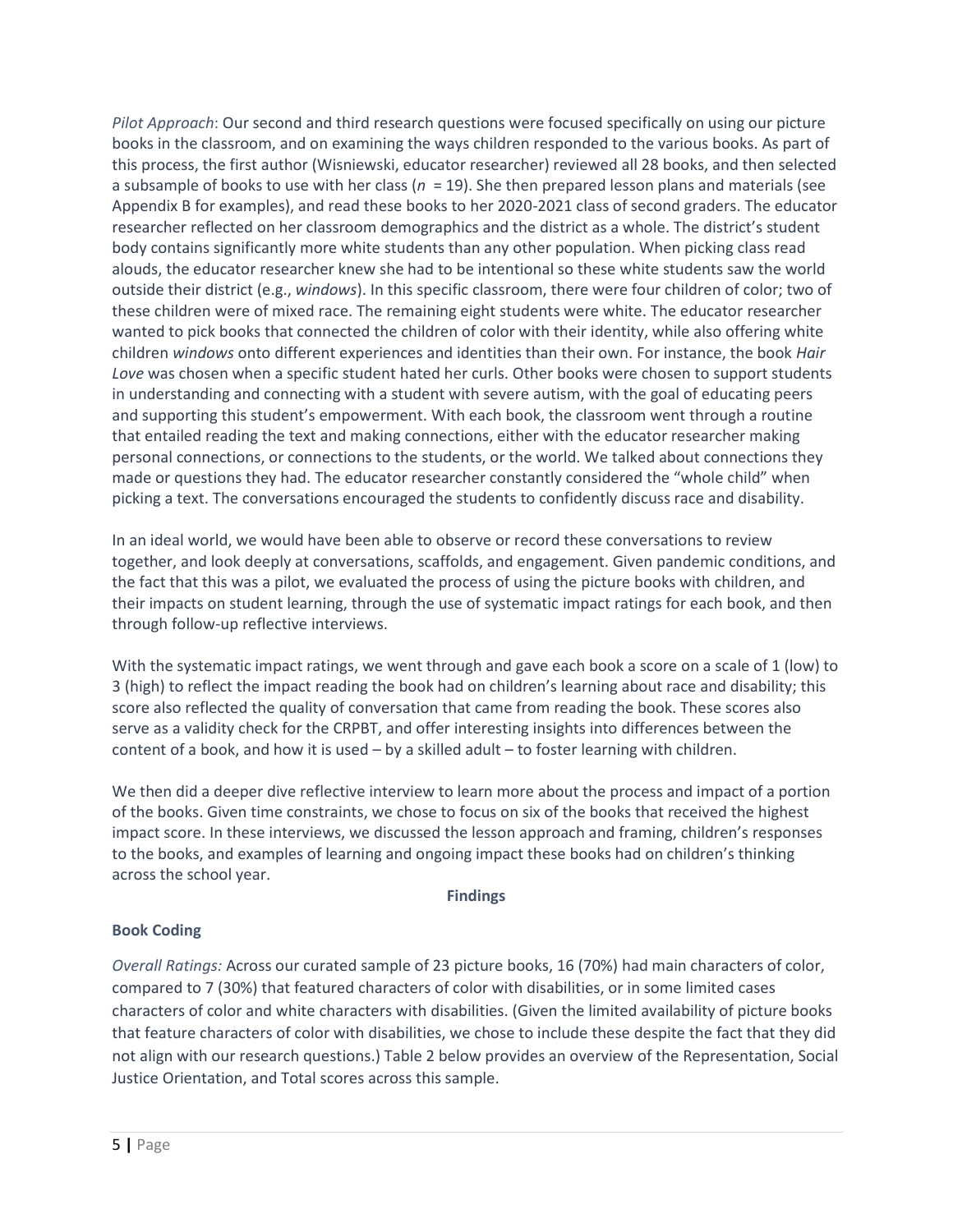*Pilot Approach*: Our second and third research questions were focused specifically on using our picture books in the classroom, and on examining the ways children responded to the various books. As part of this process, the first author (Wisniewski, educator researcher) reviewed all 28 books, and then selected a subsample of books to use with her class ($n$ = 19). She then prepared lesson plans and materials (see Appendix B for examples), and read these books to her 2020-2021 class of second graders. The educator researcher reflected on her classroom demographics and the district as a whole. The district's student body contains significantly more white students than any other population. When picking class read alouds, the educator researcher knew she had to be intentional so these white students saw the world outside their district (e.g., *windows*). In this specific classroom, there were four children of color; two of these children were of mixed race. The remaining eight students were white. The educator researcher wanted to pick books that connected the children of color with their identity, while also offering white children *windows* onto different experiences and identities than their own. For instance, the book *Hair Love* was chosen when a specific student hated her curls. Other books were chosen to support students in understanding and connecting with a student with severe autism, with the goal of educating peers and supporting this student's empowerment. With each book, the classroom went through a routine that entailed reading the text and making connections, either with the educator researcher making personal connections, or connections to the students, or the world. We talked about connections they made or questions they had. The educator researcher constantly considered the "whole child" when picking a text. The conversations encouraged the students to confidently discuss race and disability.

In an ideal world, we would have been able to observe or record these conversations to review together, and look deeply at conversations, scaffolds, and engagement. Given pandemic conditions, and the fact that this was a pilot, we evaluated the process of using the picture books with children, and their impacts on student learning, through the use of systematic impact ratings for each book, and then through follow-up reflective interviews.

With the systematic impact ratings, we went through and gave each book a score on a scale of 1 (low) to 3 (high) to reflect the impact reading the book had on children's learning about race and disability; this score also reflected the quality of conversation that came from reading the book. These scores also serve as a validity check for the CRPBT, and offer interesting insights into differences between the content of a book, and how it is used – by a skilled adult – to foster learning with children.

We then did a deeper dive reflective interview to learn more about the process and impact of a portion of the books. Given time constraints, we chose to focus on six of the books that received the highest impact score. In these interviews, we discussed the lesson approach and framing, children's responses to the books, and examples of learning and ongoing impact these books had on children's thinking across the school year.

## Findings

### Book Coding

*Overall Ratings:* Across our curated sample of 23 picture books, 16 (70%) had main characters of color, compared to 7 (30%) that featured characters of color with disabilities, or in some limited cases characters of color and white characters with disabilities. (Given the limited availability of picture books that feature characters of color with disabilities, we chose to include these despite the fact that they did not align with our research questions.) Table 2 below provides an overview of the Representation, Social Justice Orientation, and Total scores across this sample.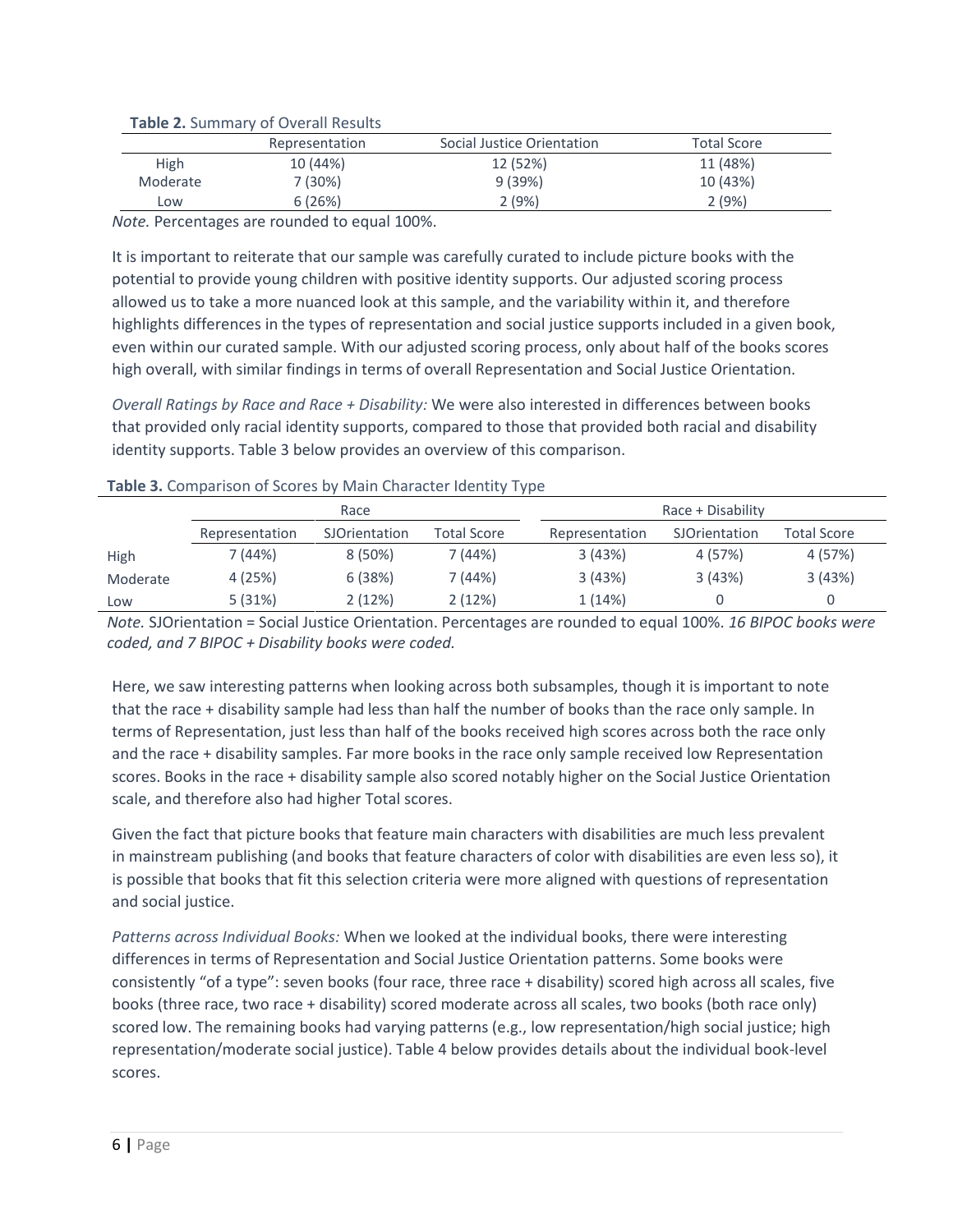**Table 2.** Summary of Overall Results

| | Representation | Social Justice Orientation | Total Score |
|---|---|---|---|
| High | 10 (44%) | 12 (52%) | 11 (48%) |
| Moderate | 7 (30%) | 9 (39%) | 10 (43%) |
| Low | 6 (26%) | 2 (9%) | 2 (9%) |

*Note.* Percentages are rounded to equal 100%.

It is important to reiterate that our sample was carefully curated to include picture books with the potential to provide young children with positive identity supports. Our adjusted scoring process allowed us to take a more nuanced look at this sample, and the variability within it, and therefore highlights differences in the types of representation and social justice supports included in a given book, even within our curated sample. With our adjusted scoring process, only about half of the books scores high overall, with similar findings in terms of overall Representation and Social Justice Orientation.

*Overall Ratings by Race and Race + Disability:* We were also interested in differences between books that provided only racial identity supports, compared to those that provided both racial and disability identity supports. Table 3 below provides an overview of this comparison.

**Table 3.** Comparison of Scores by Main Character Identity Type

| | Race | | | Race + Disability | | |
|---|---|---|---|---|---|---|
| | Representation | SJOrientation | Total Score | Representation | SJOrientation | Total Score |
| High | 7 (44%) | 8 (50%) | 7 (44%) | 3 (43%) | 4 (57%) | 4 (57%) |
| Moderate | 4 (25%) | 6 (38%) | 7 (44%) | 3 (43%) | 3 (43%) | 3 (43%) |
| Low | 5 (31%) | 2 (12%) | 2 (12%) | 1 (14%) | 0 | 0 |

*Note.* SJOrientation = Social Justice Orientation. Percentages are rounded to equal 100%. *16 BIPOC books were coded, and 7 BIPOC + Disability books were coded.*

Here, we saw interesting patterns when looking across both subsamples, though it is important to note that the race + disability sample had less than half the number of books than the race only sample. In terms of Representation, just less than half of the books received high scores across both the race only and the race + disability samples. Far more books in the race only sample received low Representation scores. Books in the race + disability sample also scored notably higher on the Social Justice Orientation scale, and therefore also had higher Total scores.

Given the fact that picture books that feature main characters with disabilities are much less prevalent in mainstream publishing (and books that feature characters of color with disabilities are even less so), it is possible that books that fit this selection criteria were more aligned with questions of representation and social justice.

*Patterns across Individual Books:* When we looked at the individual books, there were interesting differences in terms of Representation and Social Justice Orientation patterns. Some books were consistently "of a type": seven books (four race, three race + disability) scored high across all scales, five books (three race, two race + disability) scored moderate across all scales, two books (both race only) scored low. The remaining books had varying patterns (e.g., low representation/high social justice; high representation/moderate social justice). Table 4 below provides details about the individual book-level scores.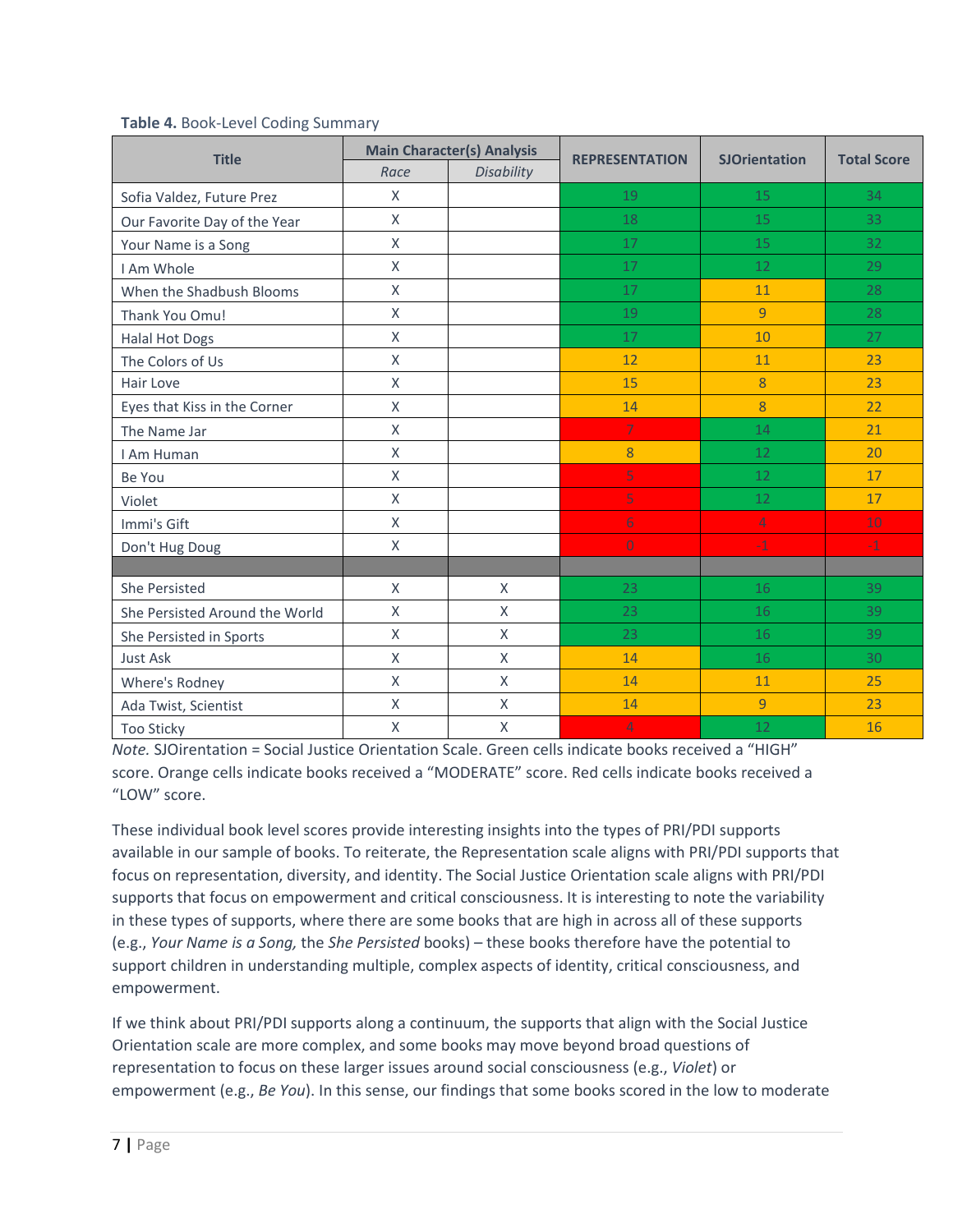**Table 4.** Book-Level Coding Summary

| Title | Main Character(s) Analysis | | REPRESENTATION | SJOrientation | Total Score |
|---|---|---|---|---|---|
| | Race | Disability | | | |
| Sofia Valdez, Future Prez | X | | 19 | 15 | 34 |
| Our Favorite Day of the Year | X | | 18 | 15 | 33 |
| Your Name is a Song | X | | 17 | 15 | 32 |
| I Am Whole | X | | 17 | 12 | 29 |
| When the Shadbush Blooms | X | | 17 | 11 | 28 |
| Thank You Omu! | X | | 19 | 9 | 28 |
| Halal Hot Dogs | X | | 17 | 10 | 27 |
| The Colors of Us | X | | 12 | 11 | 23 |
| Hair Love | X | | 15 | 8 | 23 |
| Eyes that Kiss in the Corner | X | | 14 | 8 | 22 |
| The Name Jar | X | | 7 | 14 | 21 |
| I Am Human | X | | 8 | 12 | 20 |
| Be You | X | | 5 | 12 | 17 |
| Violet | X | | 5 | 12 | 17 |
| Immi's Gift | X | | 6 | 4 | 10 |
| Don't Hug Doug | X | | 0 | 1 | -1 |
| | | | | | |
| She Persisted | X | X | 23 | 16 | 39 |
| She Persisted Around the World | X | X | 23 | 16 | 39 |
| She Persisted in Sports | X | X | 23 | 16 | 39 |
| Just Ask | X | X | 14 | 16 | 30 |
| Where's Rodney | X | X | 14 | 11 | 25 |
| Ada Twist, Scientist | X | X | 14 | 9 | 23 |
| Too Sticky | X | X | 4 | 12 | 16 |

*Note.* SJOirentation = Social Justice Orientation Scale. Green cells indicate books received a "HIGH" score. Orange cells indicate books received a "MODERATE" score. Red cells indicate books received a "LOW" score.

These individual book level scores provide interesting insights into the types of PRI/PDI supports available in our sample of books. To reiterate, the Representation scale aligns with PRI/PDI supports that focus on representation, diversity, and identity. The Social Justice Orientation scale aligns with PRI/PDI supports that focus on empowerment and critical consciousness. It is interesting to note the variability in these types of supports, where there are some books that are high in across all of these supports (e.g., *Your Name is a Song,* the *She Persisted* books) – these books therefore have the potential to support children in understanding multiple, complex aspects of identity, critical consciousness, and empowerment.

If we think about PRI/PDI supports along a continuum, the supports that align with the Social Justice Orientation scale are more complex, and some books may move beyond broad questions of representation to focus on these larger issues around social consciousness (e.g., *Violet*) or empowerment (e.g., *Be You*). In this sense, our findings that some books scored in the low to moderate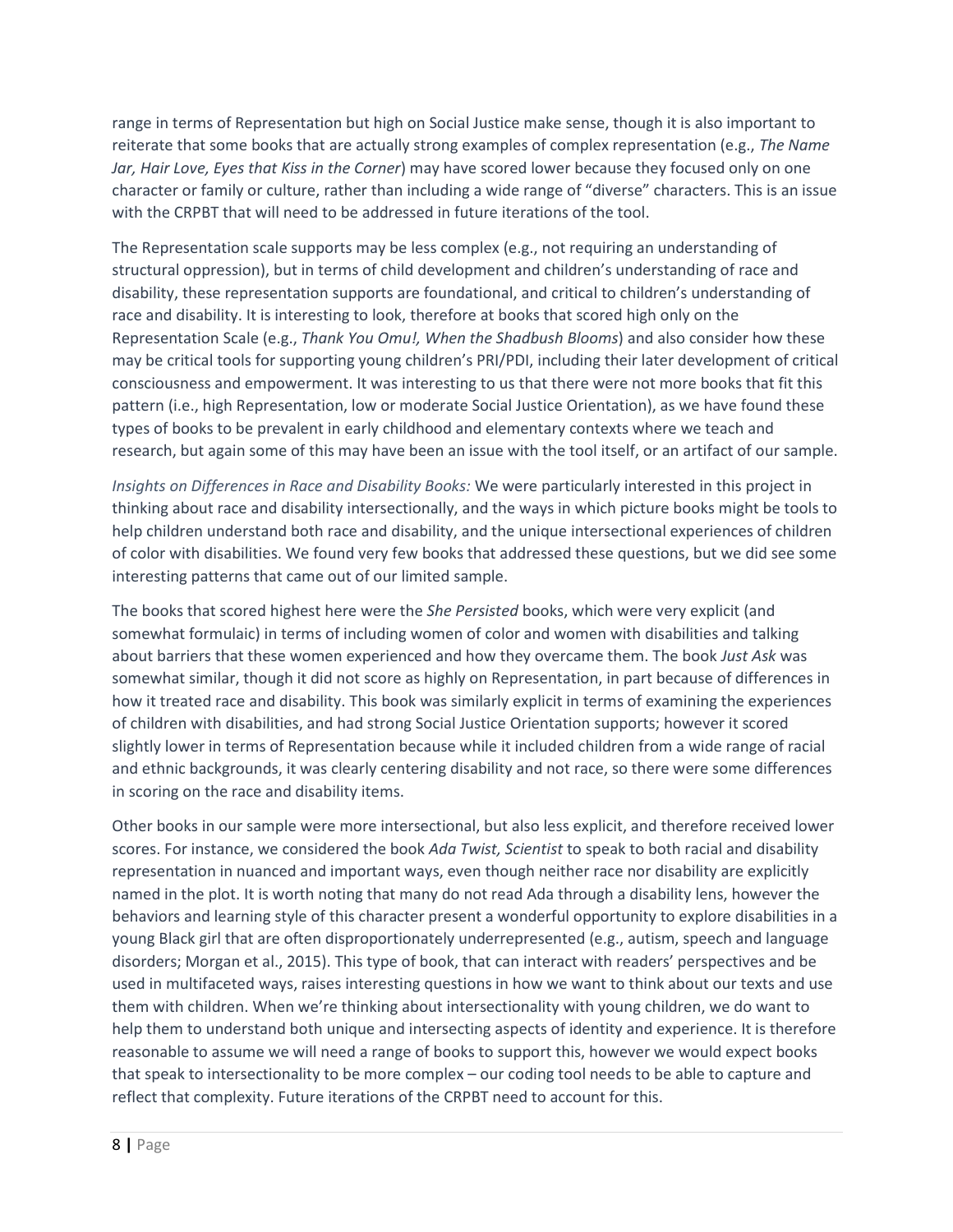range in terms of Representation but high on Social Justice make sense, though it is also important to reiterate that some books that are actually strong examples of complex representation (e.g., *The Name Jar, Hair Love, Eyes that Kiss in the Corner*) may have scored lower because they focused only on one character or family or culture, rather than including a wide range of "diverse" characters. This is an issue with the CRPBT that will need to be addressed in future iterations of the tool.

The Representation scale supports may be less complex (e.g., not requiring an understanding of structural oppression), but in terms of child development and children's understanding of race and disability, these representation supports are foundational, and critical to children's understanding of race and disability. It is interesting to look, therefore at books that scored high only on the Representation Scale (e.g., *Thank You Omu!, When the Shadbush Blooms*) and also consider how these may be critical tools for supporting young children's PRI/PDI, including their later development of critical consciousness and empowerment. It was interesting to us that there were not more books that fit this pattern (i.e., high Representation, low or moderate Social Justice Orientation), as we have found these types of books to be prevalent in early childhood and elementary contexts where we teach and research, but again some of this may have been an issue with the tool itself, or an artifact of our sample.

*Insights on Differences in Race and Disability Books:* We were particularly interested in this project in thinking about race and disability intersectionally, and the ways in which picture books might be tools to help children understand both race and disability, and the unique intersectional experiences of children of color with disabilities. We found very few books that addressed these questions, but we did see some interesting patterns that came out of our limited sample.

The books that scored highest here were the *She Persisted* books, which were very explicit (and somewhat formulaic) in terms of including women of color and women with disabilities and talking about barriers that these women experienced and how they overcame them. The book *Just Ask* was somewhat similar, though it did not score as highly on Representation, in part because of differences in how it treated race and disability. This book was similarly explicit in terms of examining the experiences of children with disabilities, and had strong Social Justice Orientation supports; however it scored slightly lower in terms of Representation because while it included children from a wide range of racial and ethnic backgrounds, it was clearly centering disability and not race, so there were some differences in scoring on the race and disability items.

Other books in our sample were more intersectional, but also less explicit, and therefore received lower scores. For instance, we considered the book *Ada Twist, Scientist* to speak to both racial and disability representation in nuanced and important ways, even though neither race nor disability are explicitly named in the plot. It is worth noting that many do not read Ada through a disability lens, however the behaviors and learning style of this character present a wonderful opportunity to explore disabilities in a young Black girl that are often disproportionately underrepresented (e.g., autism, speech and language disorders; Morgan et al., 2015). This type of book, that can interact with readers' perspectives and be used in multifaceted ways, raises interesting questions in how we want to think about our texts and use them with children. When we're thinking about intersectionality with young children, we do want to help them to understand both unique and intersecting aspects of identity and experience. It is therefore reasonable to assume we will need a range of books to support this, however we would expect books that speak to intersectionality to be more complex – our coding tool needs to be able to capture and reflect that complexity. Future iterations of the CRPBT need to account for this.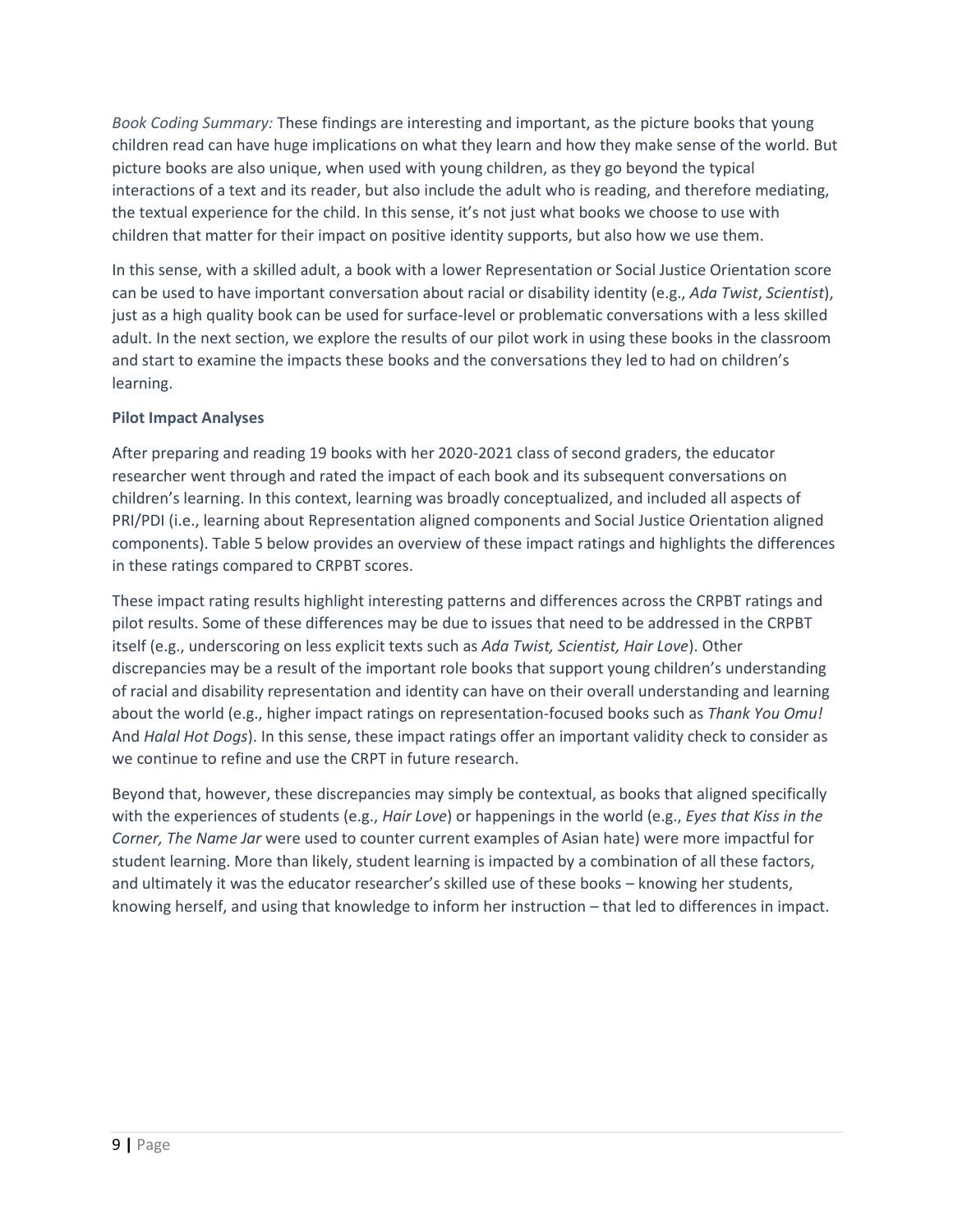*Book Coding Summary:* These findings are interesting and important, as the picture books that young children read can have huge implications on what they learn and how they make sense of the world. But picture books are also unique, when used with young children, as they go beyond the typical interactions of a text and its reader, but also include the adult who is reading, and therefore mediating, the textual experience for the child. In this sense, it's not just what books we choose to use with children that matter for their impact on positive identity supports, but also how we use them.

In this sense, with a skilled adult, a book with a lower Representation or Social Justice Orientation score can be used to have important conversation about racial or disability identity (e.g., *Ada Twist*, *Scientist*), just as a high quality book can be used for surface-level or problematic conversations with a less skilled adult. In the next section, we explore the results of our pilot work in using these books in the classroom and start to examine the impacts these books and the conversations they led to had on children's learning.

**Pilot Impact Analyses**

After preparing and reading 19 books with her 2020-2021 class of second graders, the educator researcher went through and rated the impact of each book and its subsequent conversations on children's learning. In this context, learning was broadly conceptualized, and included all aspects of PRI/PDI (i.e., learning about Representation aligned components and Social Justice Orientation aligned components). Table 5 below provides an overview of these impact ratings and highlights the differences in these ratings compared to CRPBT scores.

These impact rating results highlight interesting patterns and differences across the CRPBT ratings and pilot results. Some of these differences may be due to issues that need to be addressed in the CRPBT itself (e.g., underscoring on less explicit texts such as *Ada Twist, Scientist, Hair Love*). Other discrepancies may be a result of the important role books that support young children's understanding of racial and disability representation and identity can have on their overall understanding and learning about the world (e.g., higher impact ratings on representation-focused books such as *Thank You Omu!* And *Halal Hot Dogs*). In this sense, these impact ratings offer an important validity check to consider as we continue to refine and use the CRPT in future research.

Beyond that, however, these discrepancies may simply be contextual, as books that aligned specifically with the experiences of students (e.g., *Hair Love*) or happenings in the world (e.g., *Eyes that Kiss in the Corner, The Name Jar* were used to counter current examples of Asian hate) were more impactful for student learning. More than likely, student learning is impacted by a combination of all these factors, and ultimately it was the educator researcher's skilled use of these books – knowing her students, knowing herself, and using that knowledge to inform her instruction – that led to differences in impact.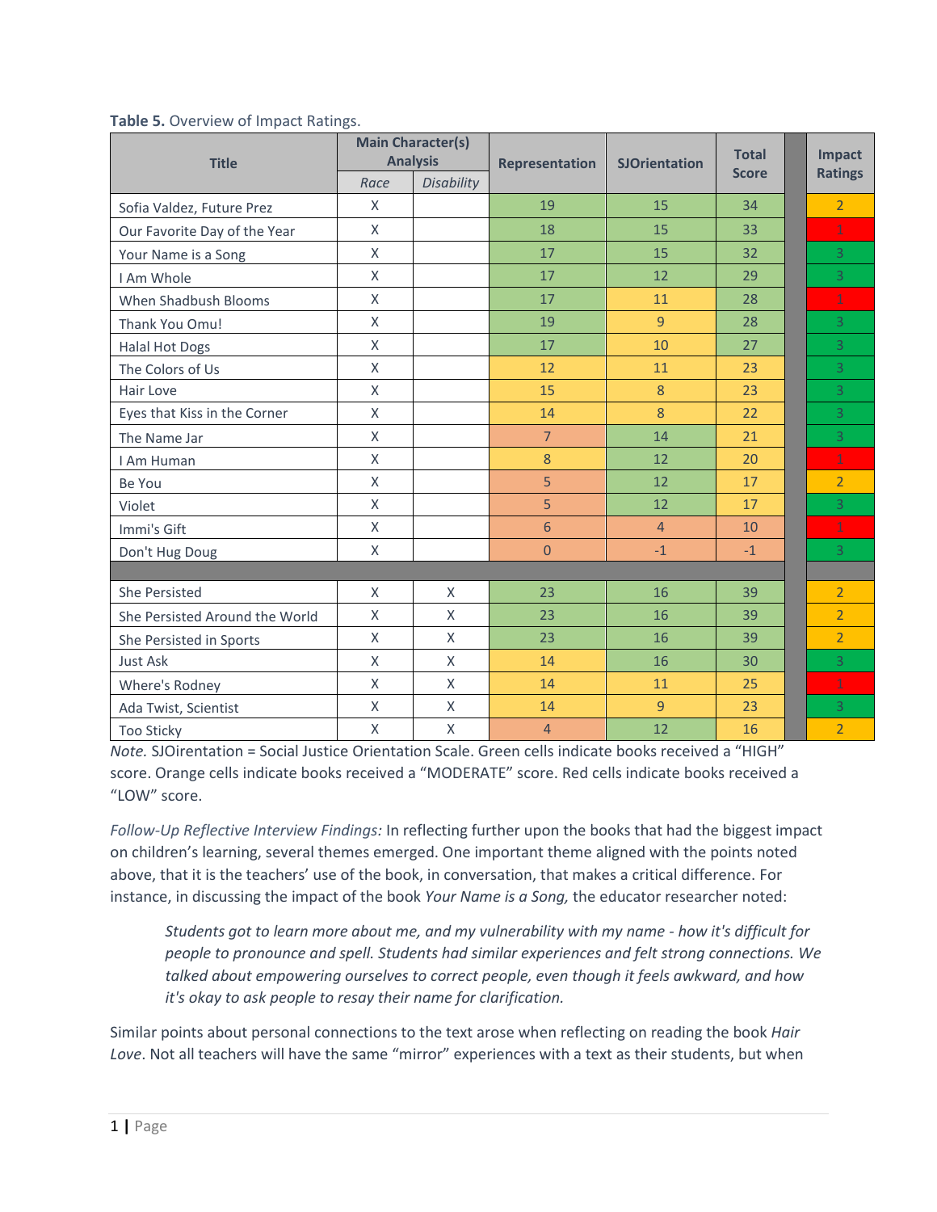**Table 5.** Overview of Impact Ratings.

| Title | Main Character(s) Analysis | | Representation | SJOrientation | Total Score | Impact Ratings |
|---|---|---|---|---|---|---|
| | Race | Disability | | | | |
| Sofia Valdez, Future Prez | X | | 19 | 15 | 34 | 2 |
| Our Favorite Day of the Year | X | | 18 | 15 | 33 | 1 |
| Your Name is a Song | X | | 17 | 15 | 32 | 3 |
| I Am Whole | X | | 17 | 12 | 29 | 3 |
| When Shadbush Blooms | X | | 17 | 11 | 28 | 1 |
| Thank You Omu! | X | | 19 | 9 | 28 | 3 |
| Halal Hot Dogs | X | | 17 | 10 | 27 | 3 |
| The Colors of Us | X | | 12 | 11 | 23 | 3 |
| Hair Love | X | | 15 | 8 | 23 | 3 |
| Eyes that Kiss in the Corner | X | | 14 | 8 | 22 | 3 |
| The Name Jar | X | | 7 | 14 | 21 | 3 |
| I Am Human | X | | 8 | 12 | 20 | 1 |
| Be You | X | | 5 | 12 | 17 | 2 |
| Violet | X | | 5 | 12 | 17 | 3 |
| Immi's Gift | X | | 6 | 4 | 10 | 1 |
| Don't Hug Doug | X | | 0 | -1 | -1 | 3 |
| | | | | | | |
| She Persisted | X | X | 23 | 16 | 39 | 2 |
| She Persisted Around the World | X | X | 23 | 16 | 39 | 2 |
| She Persisted in Sports | X | X | 23 | 16 | 39 | 2 |
| Just Ask | X | X | 14 | 16 | 30 | 3 |
| Where's Rodney | X | X | 14 | 11 | 25 | 1 |
| Ada Twist, Scientist | X | X | 14 | 9 | 23 | 3 |
| Too Sticky | X | X | 4 | 12 | 16 | 2 |

*Note.* SJOirentation = Social Justice Orientation Scale. Green cells indicate books received a "HIGH" score. Orange cells indicate books received a "MODERATE" score. Red cells indicate books received a "LOW" score.

*Follow-Up Reflective Interview Findings:* In reflecting further upon the books that had the biggest impact on children's learning, several themes emerged. One important theme aligned with the points noted above, that it is the teachers' use of the book, in conversation, that makes a critical difference. For instance, in discussing the impact of the book *Your Name is a Song,* the educator researcher noted:

> *Students got to learn more about me, and my vulnerability with my name - how it's difficult for people to pronounce and spell. Students had similar experiences and felt strong connections. We talked about empowering ourselves to correct people, even though it feels awkward, and how it's okay to ask people to resay their name for clarification.*

Similar points about personal connections to the text arose when reflecting on reading the book *Hair Love*. Not all teachers will have the same "mirror" experiences with a text as their students, but when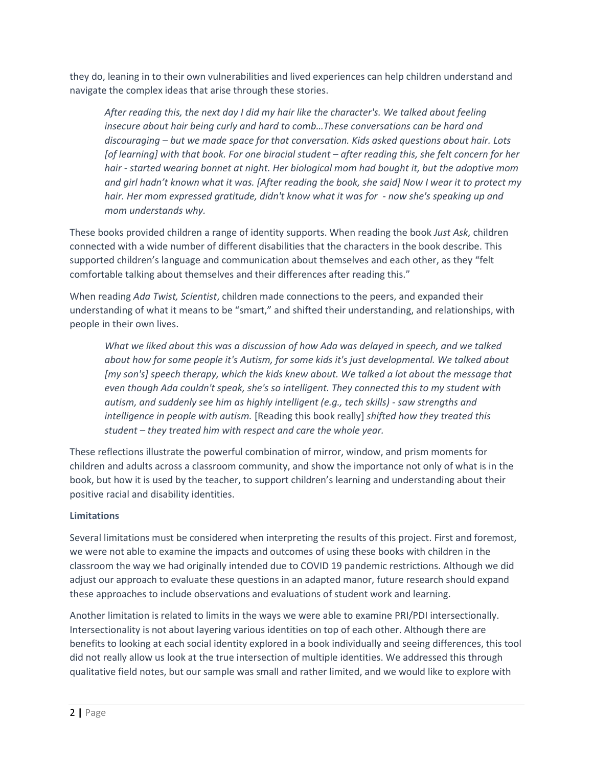they do, leaning in to their own vulnerabilities and lived experiences can help children understand and navigate the complex ideas that arise through these stories.

> *After reading this, the next day I did my hair like the character's. We talked about feeling insecure about hair being curly and hard to comb…These conversations can be hard and discouraging – but we made space for that conversation. Kids asked questions about hair. Lots [of learning] with that book. For one biracial student – after reading this, she felt concern for her hair - started wearing bonnet at night. Her biological mom had bought it, but the adoptive mom and girl hadn't known what it was. [After reading the book, she said] Now I wear it to protect my hair. Her mom expressed gratitude, didn't know what it was for - now she's speaking up and mom understands why.*

These books provided children a range of identity supports. When reading the book *Just Ask,* children connected with a wide number of different disabilities that the characters in the book describe. This supported children's language and communication about themselves and each other, as they "felt comfortable talking about themselves and their differences after reading this."

When reading *Ada Twist, Scientist*, children made connections to the peers, and expanded their understanding of what it means to be "smart," and shifted their understanding, and relationships, with people in their own lives.

> *What we liked about this was a discussion of how Ada was delayed in speech, and we talked about how for some people it's Autism, for some kids it's just developmental. We talked about [my son's] speech therapy, which the kids knew about. We talked a lot about the message that even though Ada couldn't speak, she's so intelligent. They connected this to my student with autism, and suddenly see him as highly intelligent (e.g., tech skills) - saw strengths and intelligence in people with autism.* [Reading this book really] *shifted how they treated this student – they treated him with respect and care the whole year.*

These reflections illustrate the powerful combination of mirror, window, and prism moments for children and adults across a classroom community, and show the importance not only of what is in the book, but how it is used by the teacher, to support children's learning and understanding about their positive racial and disability identities.

**Limitations**

Several limitations must be considered when interpreting the results of this project. First and foremost, we were not able to examine the impacts and outcomes of using these books with children in the classroom the way we had originally intended due to COVID 19 pandemic restrictions. Although we did adjust our approach to evaluate these questions in an adapted manor, future research should expand these approaches to include observations and evaluations of student work and learning.

Another limitation is related to limits in the ways we were able to examine PRI/PDI intersectionally. Intersectionality is not about layering various identities on top of each other. Although there are benefits to looking at each social identity explored in a book individually and seeing differences, this tool did not really allow us look at the true intersection of multiple identities. We addressed this through qualitative field notes, but our sample was small and rather limited, and we would like to explore with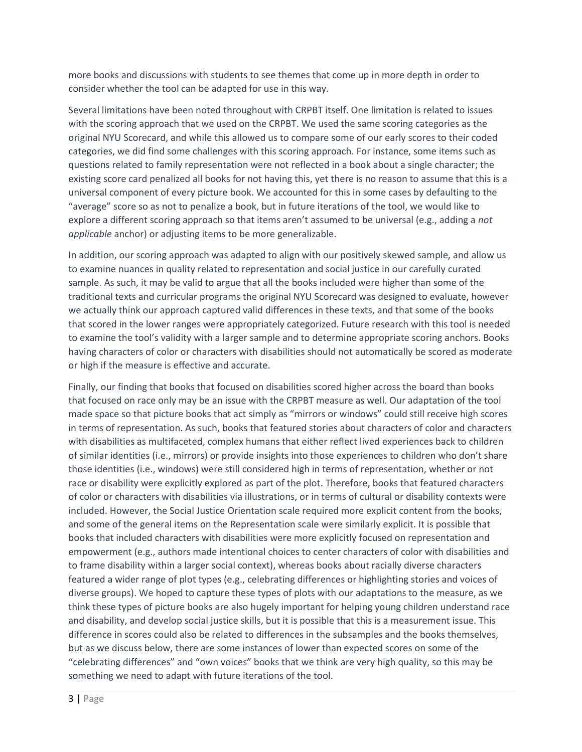more books and discussions with students to see themes that come up in more depth in order to consider whether the tool can be adapted for use in this way.

Several limitations have been noted throughout with CRPBT itself. One limitation is related to issues with the scoring approach that we used on the CRPBT. We used the same scoring categories as the original NYU Scorecard, and while this allowed us to compare some of our early scores to their coded categories, we did find some challenges with this scoring approach. For instance, some items such as questions related to family representation were not reflected in a book about a single character; the existing score card penalized all books for not having this, yet there is no reason to assume that this is a universal component of every picture book. We accounted for this in some cases by defaulting to the "average" score so as not to penalize a book, but in future iterations of the tool, we would like to explore a different scoring approach so that items aren't assumed to be universal (e.g., adding a *not applicable* anchor) or adjusting items to be more generalizable.

In addition, our scoring approach was adapted to align with our positively skewed sample, and allow us to examine nuances in quality related to representation and social justice in our carefully curated sample. As such, it may be valid to argue that all the books included were higher than some of the traditional texts and curricular programs the original NYU Scorecard was designed to evaluate, however we actually think our approach captured valid differences in these texts, and that some of the books that scored in the lower ranges were appropriately categorized. Future research with this tool is needed to examine the tool's validity with a larger sample and to determine appropriate scoring anchors. Books having characters of color or characters with disabilities should not automatically be scored as moderate or high if the measure is effective and accurate.

Finally, our finding that books that focused on disabilities scored higher across the board than books that focused on race only may be an issue with the CRPBT measure as well. Our adaptation of the tool made space so that picture books that act simply as "mirrors or windows" could still receive high scores in terms of representation. As such, books that featured stories about characters of color and characters with disabilities as multifaceted, complex humans that either reflect lived experiences back to children of similar identities (i.e., mirrors) or provide insights into those experiences to children who don't share those identities (i.e., windows) were still considered high in terms of representation, whether or not race or disability were explicitly explored as part of the plot. Therefore, books that featured characters of color or characters with disabilities via illustrations, or in terms of cultural or disability contexts were included. However, the Social Justice Orientation scale required more explicit content from the books, and some of the general items on the Representation scale were similarly explicit. It is possible that books that included characters with disabilities were more explicitly focused on representation and empowerment (e.g., authors made intentional choices to center characters of color with disabilities and to frame disability within a larger social context), whereas books about racially diverse characters featured a wider range of plot types (e.g., celebrating differences or highlighting stories and voices of diverse groups). We hoped to capture these types of plots with our adaptations to the measure, as we think these types of picture books are also hugely important for helping young children understand race and disability, and develop social justice skills, but it is possible that this is a measurement issue. This difference in scores could also be related to differences in the subsamples and the books themselves, but as we discuss below, there are some instances of lower than expected scores on some of the "celebrating differences" and "own voices" books that we think are very high quality, so this may be something we need to adapt with future iterations of the tool.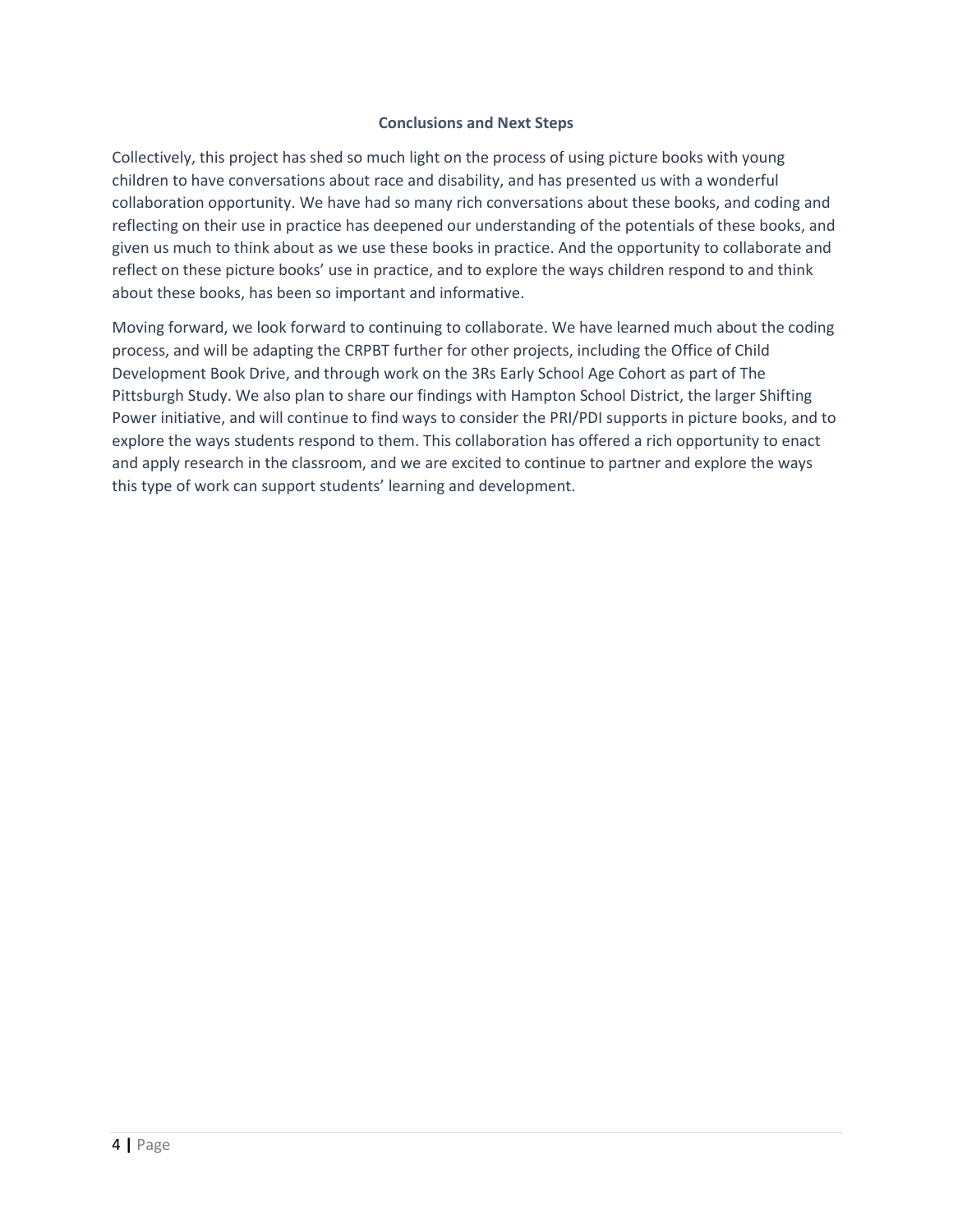## Conclusions and Next Steps

Collectively, this project has shed so much light on the process of using picture books with young children to have conversations about race and disability, and has presented us with a wonderful collaboration opportunity. We have had so many rich conversations about these books, and coding and reflecting on their use in practice has deepened our understanding of the potentials of these books, and given us much to think about as we use these books in practice. And the opportunity to collaborate and reflect on these picture books' use in practice, and to explore the ways children respond to and think about these books, has been so important and informative.

Moving forward, we look forward to continuing to collaborate. We have learned much about the coding process, and will be adapting the CRPBT further for other projects, including the Office of Child Development Book Drive, and through work on the 3Rs Early School Age Cohort as part of The Pittsburgh Study. We also plan to share our findings with Hampton School District, the larger Shifting Power initiative, and will continue to find ways to consider the PRI/PDI supports in picture books, and to explore the ways students respond to them. This collaboration has offered a rich opportunity to enact and apply research in the classroom, and we are excited to continue to partner and explore the ways this type of work can support students' learning and development.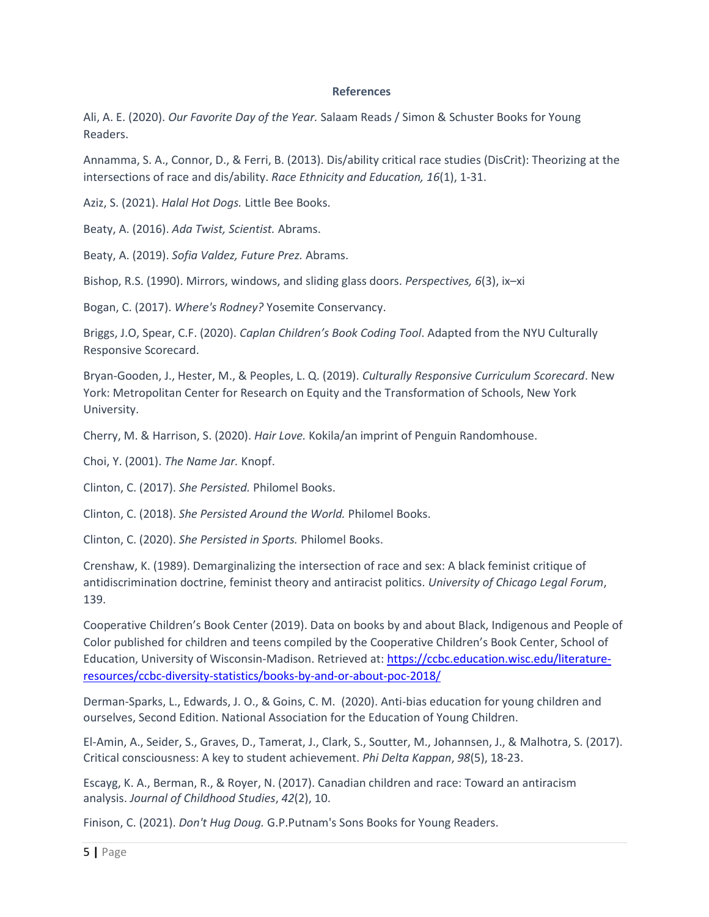**References**

Ali, A. E. (2020). *Our Favorite Day of the Year.* Salaam Reads / Simon & Schuster Books for Young Readers.

Annamma, S. A., Connor, D., & Ferri, B. (2013). Dis/ability critical race studies (DisCrit): Theorizing at the intersections of race and dis/ability. *Race Ethnicity and Education, 16*(1), 1-31.

Aziz, S. (2021). *Halal Hot Dogs.* Little Bee Books.

Beaty, A. (2016). *Ada Twist, Scientist.* Abrams.

Beaty, A. (2019). *Sofia Valdez, Future Prez.* Abrams.

Bishop, R.S. (1990). Mirrors, windows, and sliding glass doors. *Perspectives, 6*(3), ix–xi

Bogan, C. (2017). *Where's Rodney?* Yosemite Conservancy.

Briggs, J.O, Spear, C.F. (2020). *Caplan Children's Book Coding Tool*. Adapted from the NYU Culturally Responsive Scorecard.

Bryan-Gooden, J., Hester, M., & Peoples, L. Q. (2019). *Culturally Responsive Curriculum Scorecard*. New York: Metropolitan Center for Research on Equity and the Transformation of Schools, New York University.

Cherry, M. & Harrison, S. (2020). *Hair Love.* Kokila/an imprint of Penguin Randomhouse.

Choi, Y. (2001). *The Name Jar.* Knopf.

Clinton, C. (2017). *She Persisted.* Philomel Books.

Clinton, C. (2018). *She Persisted Around the World.* Philomel Books.

Clinton, C. (2020). *She Persisted in Sports.* Philomel Books.

Crenshaw, K. (1989). Demarginalizing the intersection of race and sex: A black feminist critique of antidiscrimination doctrine, feminist theory and antiracist politics. *University of Chicago Legal Forum*, 139.

Cooperative Children's Book Center (2019). Data on books by and about Black, Indigenous and People of Color published for children and teens compiled by the Cooperative Children's Book Center, School of Education, University of Wisconsin-Madison. Retrieved at: https://ccbc.education.wisc.edu/literature-resources/ccbc-diversity-statistics/books-by-and-or-about-poc-2018/

Derman-Sparks, L., Edwards, J. O., & Goins, C. M. (2020). Anti-bias education for young children and ourselves, Second Edition. National Association for the Education of Young Children.

El-Amin, A., Seider, S., Graves, D., Tamerat, J., Clark, S., Soutter, M., Johannsen, J., & Malhotra, S. (2017). Critical consciousness: A key to student achievement. *Phi Delta Kappan*, *98*(5), 18-23.

Escayg, K. A., Berman, R., & Royer, N. (2017). Canadian children and race: Toward an antiracism analysis. *Journal of Childhood Studies*, *42*(2), 10.

Finison, C. (2021). *Don't Hug Doug.* G.P.Putnam's Sons Books for Young Readers.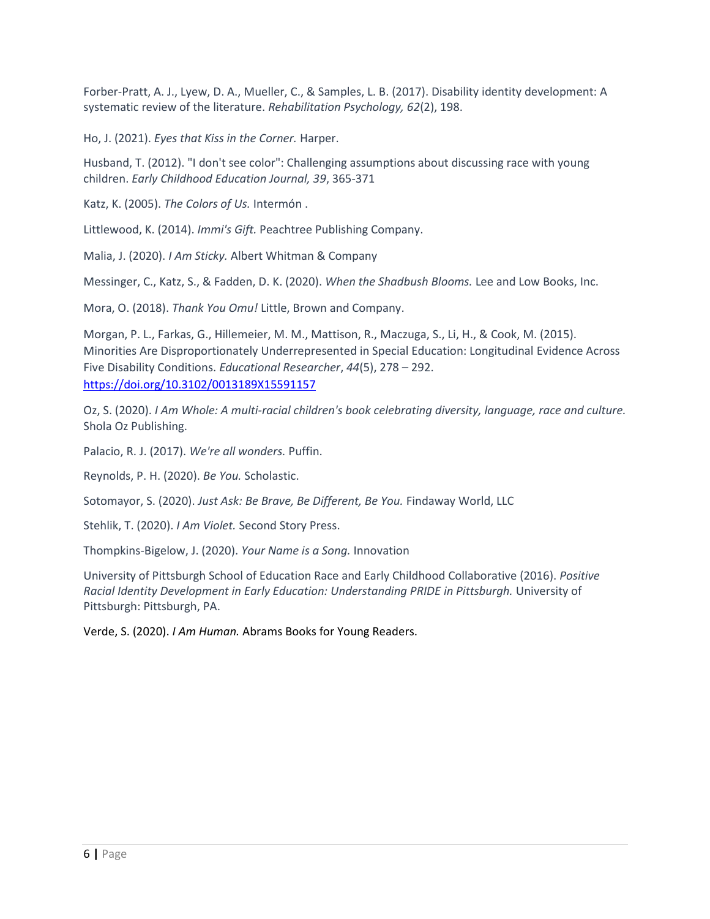Forber-Pratt, A. J., Lyew, D. A., Mueller, C., & Samples, L. B. (2017). Disability identity development: A systematic review of the literature. *Rehabilitation Psychology, 62*(2), 198.

Ho, J. (2021). *Eyes that Kiss in the Corner.* Harper.

Husband, T. (2012). "I don't see color": Challenging assumptions about discussing race with young children. *Early Childhood Education Journal, 39*, 365-371

Katz, K. (2005). *The Colors of Us.* Intermón .

Littlewood, K. (2014). *Immi's Gift.* Peachtree Publishing Company.

Malia, J. (2020). *I Am Sticky.* Albert Whitman & Company

Messinger, C., Katz, S., & Fadden, D. K. (2020). *When the Shadbush Blooms.* Lee and Low Books, Inc.

Mora, O. (2018). *Thank You Omu!* Little, Brown and Company.

Morgan, P. L., Farkas, G., Hillemeier, M. M., Mattison, R., Maczuga, S., Li, H., & Cook, M. (2015). Minorities Are Disproportionately Underrepresented in Special Education: Longitudinal Evidence Across Five Disability Conditions. *Educational Researcher*, *44*(5), 278 – 292. https://doi.org/10.3102/0013189X15591157

Oz, S. (2020). *I Am Whole: A multi-racial children's book celebrating diversity, language, race and culture.* Shola Oz Publishing.

Palacio, R. J. (2017). *We're all wonders.* Puffin.

Reynolds, P. H. (2020). *Be You.* Scholastic.

Sotomayor, S. (2020). *Just Ask: Be Brave, Be Different, Be You.* Findaway World, LLC

Stehlik, T. (2020). *I Am Violet.* Second Story Press.

Thompkins-Bigelow, J. (2020). *Your Name is a Song.* Innovation

University of Pittsburgh School of Education Race and Early Childhood Collaborative (2016). *Positive Racial Identity Development in Early Education: Understanding PRIDE in Pittsburgh.* University of Pittsburgh: Pittsburgh, PA.

Verde, S. (2020). *I Am Human.* Abrams Books for Young Readers.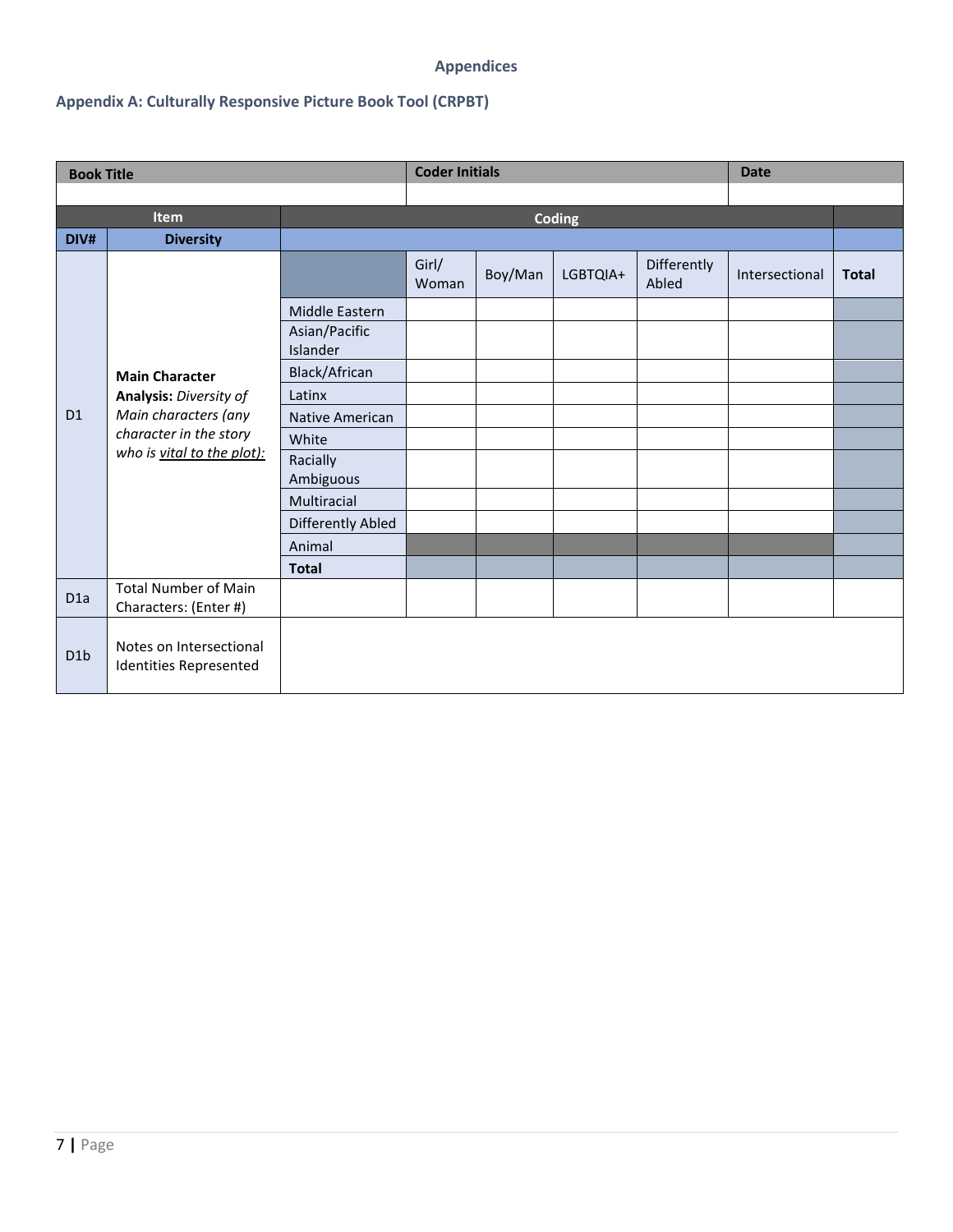## Appendices

### Appendix A: Culturally Responsive Picture Book Tool (CRPBT)

| Book Title | | | Coder Initials | | | | Date | |
|---|---|---|---|---|---|---|---|---|
| | | | | | | | | |
| **Item** | | **Coding** | | | | | | |
| **DIV#** | **Diversity** | | | | | | | |
| D1 | **Main Character Analysis:** *Diversity of Main characters (any character in the story who is vital to the plot):* | | Girl/ Woman | Boy/Man | LGBTQIA+ | Differently Abled | Intersectional | **Total** |
| | | Middle Eastern | | | | | | |
| | | Asian/Pacific Islander | | | | | | |
| | | Black/African | | | | | | |
| | | Latinx | | | | | | |
| | | Native American | | | | | | |
| | | White | | | | | | |
| | | Racially Ambiguous | | | | | | |
| | | Multiracial | | | | | | |
| | | Differently Abled | | | | | | |
| | | Animal | | | | | | |
| | | **Total** | | | | | | |
| D1a | Total Number of Main Characters: (Enter #) | | | | | | | |
| D1b | Notes on Intersectional Identities Represented | | | | | | | |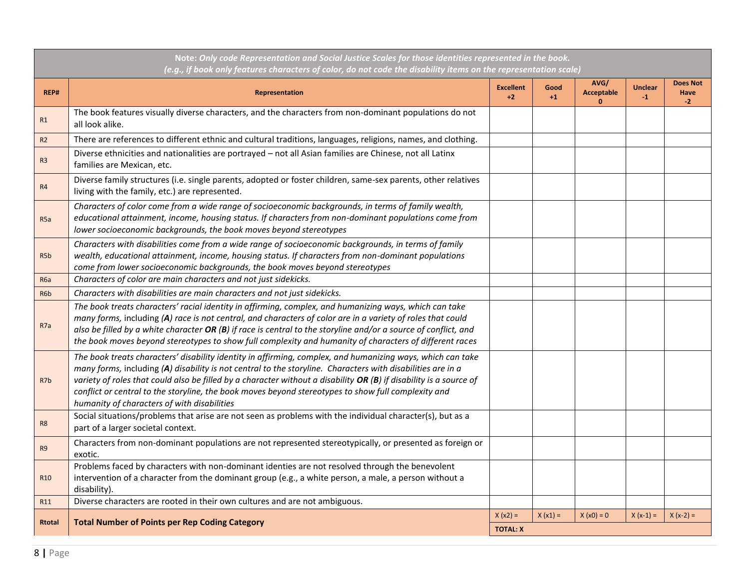**Note:** *Only code Representation and Social Justice Scales for those identities represented in the book.*
*(e.g., if book only features characters of color, do not code the disability items on the representation scale)*

| REP# | Representation | Excellent +2 | Good +1 | AVG/ Acceptable 0 | Unclear -1 | Does Not Have -2 |
|---|---|---|---|---|---|---|
| R1 | The book features visually diverse characters, and the characters from non-dominant populations do not all look alike. | | | | | |
| R2 | There are references to different ethnic and cultural traditions, languages, religions, names, and clothing. | | | | | |
| R3 | Diverse ethnicities and nationalities are portrayed – not all Asian families are Chinese, not all Latinx families are Mexican, etc. | | | | | |
| R4 | Diverse family structures (i.e. single parents, adopted or foster children, same-sex parents, other relatives living with the family, etc.) are represented. | | | | | |
| R5a | *Characters of color come from a wide range of socioeconomic backgrounds, in terms of family wealth, educational attainment, income, housing status. If characters from non-dominant populations come from lower socioeconomic backgrounds, the book moves beyond stereotypes* | | | | | |
| R5b | *Characters with disabilities come from a wide range of socioeconomic backgrounds, in terms of family wealth, educational attainment, income, housing status. If characters from non-dominant populations come from lower socioeconomic backgrounds, the book moves beyond stereotypes* | | | | | |
| R6a | *Characters of color are main characters and not just sidekicks.* | | | | | |
| R6b | *Characters with disabilities are main characters and not just sidekicks.* | | | | | |
| R7a | *The book treats characters' racial identity in affirming, complex, and humanizing ways, which can take many forms,* including ***(A)*** *race is not central, and characters of color are in a variety of roles that could also be filled by a white character* ***OR*** *(**B**) if race is central to the storyline and/or a source of conflict, and the book moves beyond stereotypes to show full complexity and humanity of characters of different races* | | | | | |
| R7b | *The book treats characters' disability identity in affirming, complex, and humanizing ways, which can take many forms,* including ***(A)*** *disability is not central to the storyline. Characters with disabilities are in a variety of roles that could also be filled by a character without a disability* ***OR*** *(**B**) if disability is a source of conflict or central to the storyline, the book moves beyond stereotypes to show full complexity and humanity of characters of with disabilities* | | | | | |
| R8 | Social situations/problems that arise are not seen as problems with the individual character(s), but as a part of a larger societal context. | | | | | |
| R9 | Characters from non-dominant populations are not represented stereotypically, or presented as foreign or exotic. | | | | | |
| R10 | Problems faced by characters with non-dominant identies are not resolved through the benevolent intervention of a character from the dominant group (e.g., a white person, a male, a person without a disability). | | | | | |
| R11 | Diverse characters are rooted in their own cultures and are not ambiguous. | | | | | |
| **Rtotal** | **Total Number of Points per Rep Coding Category** | X (x2) = | X (x1) = | X (x0) = 0 | X (x-1) = | X (x-2) = |
| | | **TOTAL: X** | | | | |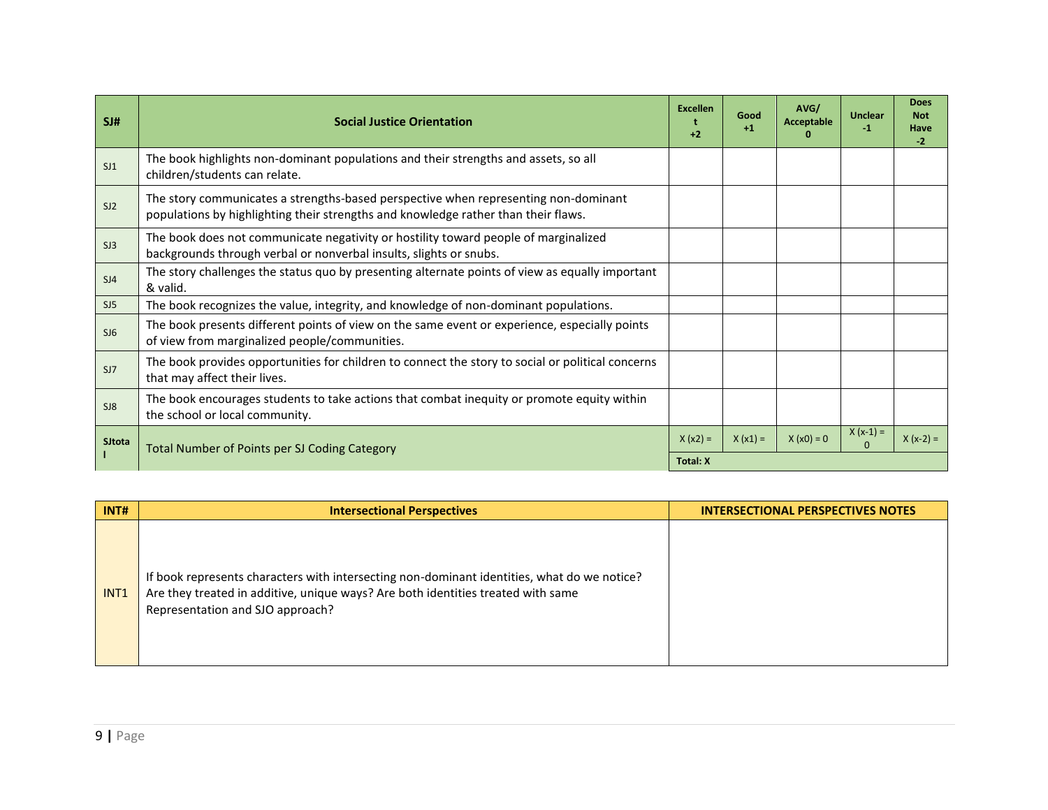| SJ# | Social Justice Orientation | Excellent +2 | Good +1 | AVG/ Acceptable 0 | Unclear -1 | Does Not Have -2 |
|---|---|---|---|---|---|---|
| SJ1 | The book highlights non-dominant populations and their strengths and assets, so all children/students can relate. | | | | | |
| SJ2 | The story communicates a strengths-based perspective when representing non-dominant populations by highlighting their strengths and knowledge rather than their flaws. | | | | | |
| SJ3 | The book does not communicate negativity or hostility toward people of marginalized backgrounds through verbal or nonverbal insults, slights or snubs. | | | | | |
| SJ4 | The story challenges the status quo by presenting alternate points of view as equally important & valid. | | | | | |
| SJ5 | The book recognizes the value, integrity, and knowledge of non-dominant populations. | | | | | |
| SJ6 | The book presents different points of view on the same event or experience, especially points of view from marginalized people/communities. | | | | | |
| SJ7 | The book provides opportunities for children to connect the story to social or political concerns that may affect their lives. | | | | | |
| SJ8 | The book encourages students to take actions that combat inequity or promote equity within the school or local community. | | | | | |
| SJtotal | Total Number of Points per SJ Coding Category | X (x2) = | X (x1) = | X (x0) = 0 | X (x-1) = 0 | X (x-2) = |
| | | Total: X | | | | |

| INT# | Intersectional Perspectives | INTERSECTIONAL PERSPECTIVES NOTES |
|---|---|---|
| INT1 | If book represents characters with intersecting non-dominant identities, what do we notice? Are they treated in additive, unique ways? Are both identities treated with same Representation and SJO approach? | |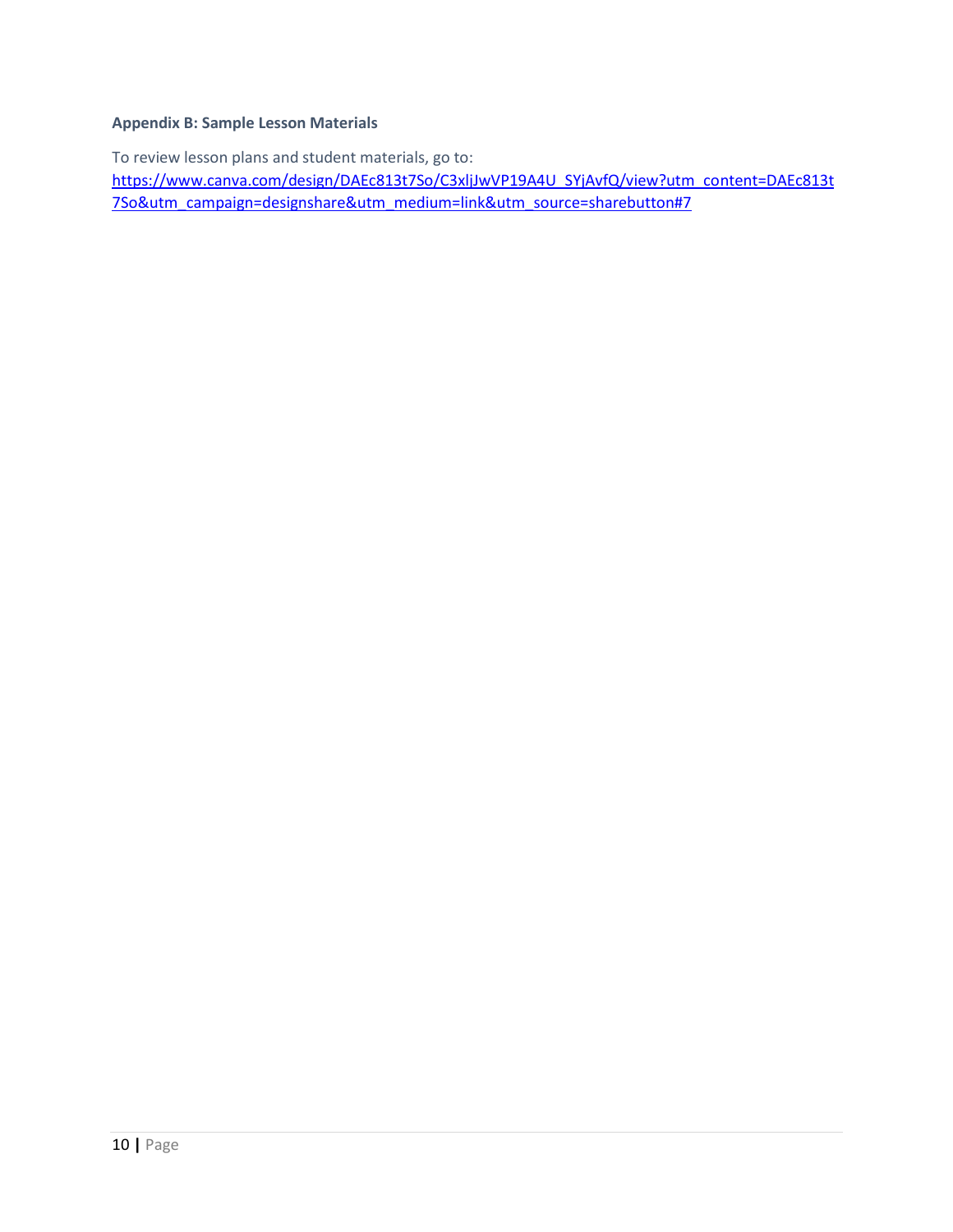**Appendix B: Sample Lesson Materials**

To review lesson plans and student materials, go to:
https://www.canva.com/design/DAEc813t7So/C3xljJwVP19A4U_SYjAvfQ/view?utm_content=DAEc813t7So&utm_campaign=designshare&utm_medium=link&utm_source=sharebutton#7